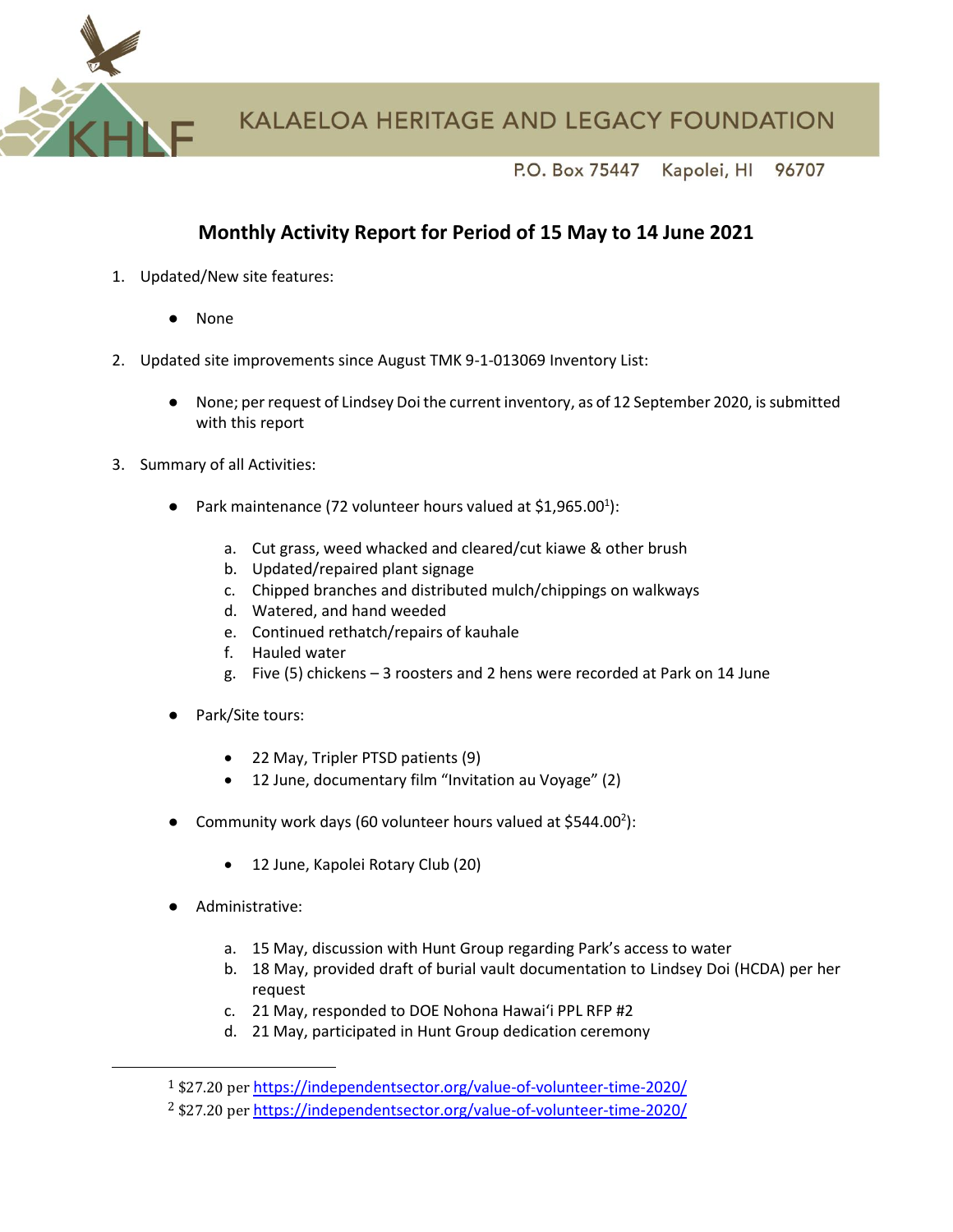KALAEOLA HERITAGE AND LEGACY FOUNDATION

P.O. Box 75447 Kapolei, HI 96707

# Monthly Activity Report for Period of 15 May to 14 June 2021

1. Updated/New site features:

   - None

2. Updated site improvements since August TMK 9-1-013069 Inventory List:

   - None; per request of Lindsey Doi the current inventory, as of 12 September 2020, is submitted with this report

3. Summary of all Activities:

   - Park maintenance (72 volunteer hours valued at $1,965.00[1]):

     a. Cut grass, weed whacked and cleared/cut kiawe & other brush
     b. Updated/repaired plant signage
     c. Chipped branches and distributed mulch/chippings on walkways
     d. Watered, and hand weeded
     e. Continued rethatch/repairs of kauhale
     f. Hauled water
     g. Five (5) chickens – 3 roosters and 2 hens were recorded at Park on 14 June

   - Park/Site tours:

     - 22 May, Tripler PTSD patients (9)
     - 12 June, documentary film "Invitation au Voyage" (2)

   - Community work days (60 volunteer hours valued at $544.00[2]):

     - 12 June, Kapolei Rotary Club (20)

   - Administrative:

     a. 15 May, discussion with Hunt Group regarding Park's access to water
     b. 18 May, provided draft of burial vault documentation to Lindsey Doi (HCDA) per her request
     c. 21 May, responded to DOE Nohona Hawaiʻi PPL RFP #2
     d. 21 May, participated in Hunt Group dedication ceremony

---

[1] $27.20 per https://independentsector.org/value-of-volunteer-time-2020/

[2] $27.20 per https://independentsector.org/value-of-volunteer-time-2020/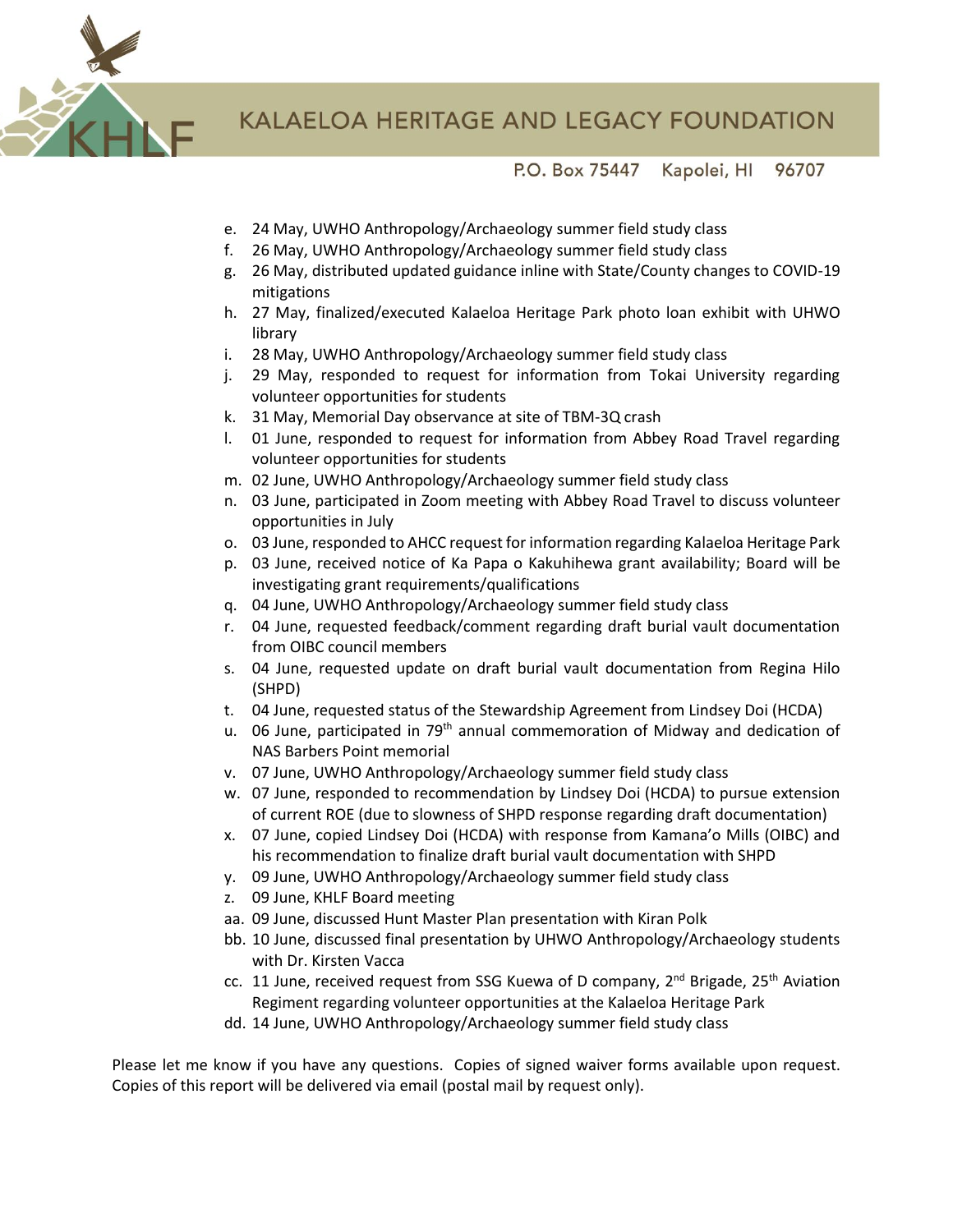e. 24 May, UWHO Anthropology/Archaeology summer field study class
f. 26 May, UWHO Anthropology/Archaeology summer field study class
g. 26 May, distributed updated guidance inline with State/County changes to COVID-19 mitigations
h. 27 May, finalized/executed Kalaeloa Heritage Park photo loan exhibit with UHWO library
i. 28 May, UWHO Anthropology/Archaeology summer field study class
j. 29 May, responded to request for information from Tokai University regarding volunteer opportunities for students
k. 31 May, Memorial Day observance at site of TBM-3Q crash
l. 01 June, responded to request for information from Abbey Road Travel regarding volunteer opportunities for students
m. 02 June, UWHO Anthropology/Archaeology summer field study class
n. 03 June, participated in Zoom meeting with Abbey Road Travel to discuss volunteer opportunities in July
o. 03 June, responded to AHCC request for information regarding Kalaeloa Heritage Park
p. 03 June, received notice of Ka Papa o Kakuhihewa grant availability; Board will be investigating grant requirements/qualifications
q. 04 June, UWHO Anthropology/Archaeology summer field study class
r. 04 June, requested feedback/comment regarding draft burial vault documentation from OIBC council members
s. 04 June, requested update on draft burial vault documentation from Regina Hilo (SHPD)
t. 04 June, requested status of the Stewardship Agreement from Lindsey Doi (HCDA)
u. 06 June, participated in 79th annual commemoration of Midway and dedication of NAS Barbers Point memorial
v. 07 June, UWHO Anthropology/Archaeology summer field study class
w. 07 June, responded to recommendation by Lindsey Doi (HCDA) to pursue extension of current ROE (due to slowness of SHPD response regarding draft documentation)
x. 07 June, copied Lindsey Doi (HCDA) with response from Kamana'o Mills (OIBC) and his recommendation to finalize draft burial vault documentation with SHPD
y. 09 June, UWHO Anthropology/Archaeology summer field study class
z. 09 June, KHLF Board meeting
aa. 09 June, discussed Hunt Master Plan presentation with Kiran Polk
bb. 10 June, discussed final presentation by UHWO Anthropology/Archaeology students with Dr. Kirsten Vacca
cc. 11 June, received request from SSG Kuewa of D company, 2nd Brigade, 25th Aviation Regiment regarding volunteer opportunities at the Kalaeloa Heritage Park
dd. 14 June, UWHO Anthropology/Archaeology summer field study class

Please let me know if you have any questions. Copies of signed waiver forms available upon request. Copies of this report will be delivered via email (postal mail by request only).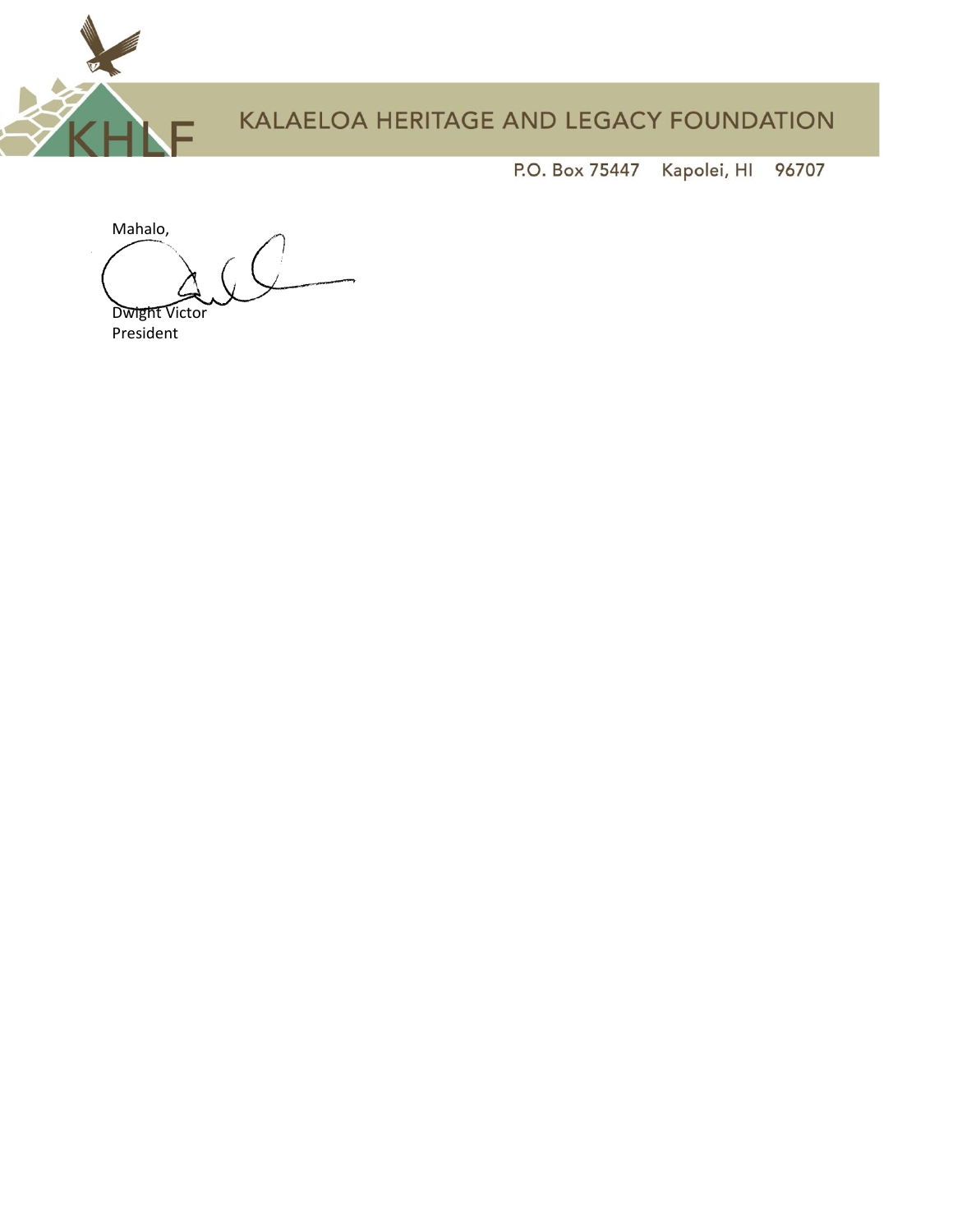KALAEOLA HERITAGE AND LEGACY FOUNDATION

P.O. Box 75447 Kapolei, HI 96707

Mahalo,

Dwight Victor
President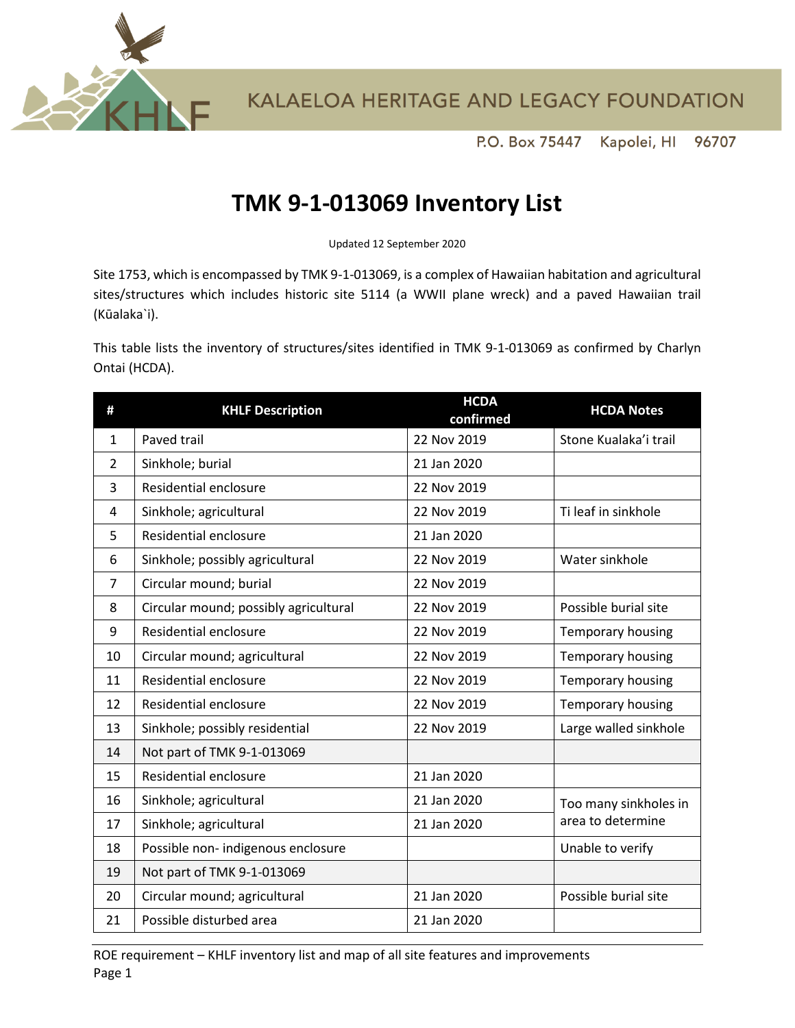KALAELOA HERITAGE AND LEGACY FOUNDATION

P.O. Box 75447 Kapolei, HI 96707

# TMK 9-1-013069 Inventory List

Updated 12 September 2020

Site 1753, which is encompassed by TMK 9-1-013069, is a complex of Hawaiian habitation and agricultural sites/structures which includes historic site 5114 (a WWII plane wreck) and a paved Hawaiian trail (Kūalaka`i).

This table lists the inventory of structures/sites identified in TMK 9-1-013069 as confirmed by Charlyn Ontai (HCDA).

| # | KHLF Description | HCDA confirmed | HCDA Notes |
|---|---|---|---|
| 1 | Paved trail | 22 Nov 2019 | Stone Kualaka'i trail |
| 2 | Sinkhole; burial | 21 Jan 2020 | |
| 3 | Residential enclosure | 22 Nov 2019 | |
| 4 | Sinkhole; agricultural | 22 Nov 2019 | Ti leaf in sinkhole |
| 5 | Residential enclosure | 21 Jan 2020 | |
| 6 | Sinkhole; possibly agricultural | 22 Nov 2019 | Water sinkhole |
| 7 | Circular mound; burial | 22 Nov 2019 | |
| 8 | Circular mound; possibly agricultural | 22 Nov 2019 | Possible burial site |
| 9 | Residential enclosure | 22 Nov 2019 | Temporary housing |
| 10 | Circular mound; agricultural | 22 Nov 2019 | Temporary housing |
| 11 | Residential enclosure | 22 Nov 2019 | Temporary housing |
| 12 | Residential enclosure | 22 Nov 2019 | Temporary housing |
| 13 | Sinkhole; possibly residential | 22 Nov 2019 | Large walled sinkhole |
| 14 | Not part of TMK 9-1-013069 | | |
| 15 | Residential enclosure | 21 Jan 2020 | |
| 16 | Sinkhole; agricultural | 21 Jan 2020 | Too many sinkholes in area to determine |
| 17 | Sinkhole; agricultural | 21 Jan 2020 | |
| 18 | Possible non- indigenous enclosure | | Unable to verify |
| 19 | Not part of TMK 9-1-013069 | | |
| 20 | Circular mound; agricultural | 21 Jan 2020 | Possible burial site |
| 21 | Possible disturbed area | 21 Jan 2020 | |

ROE requirement – KHLF inventory list and map of all site features and improvements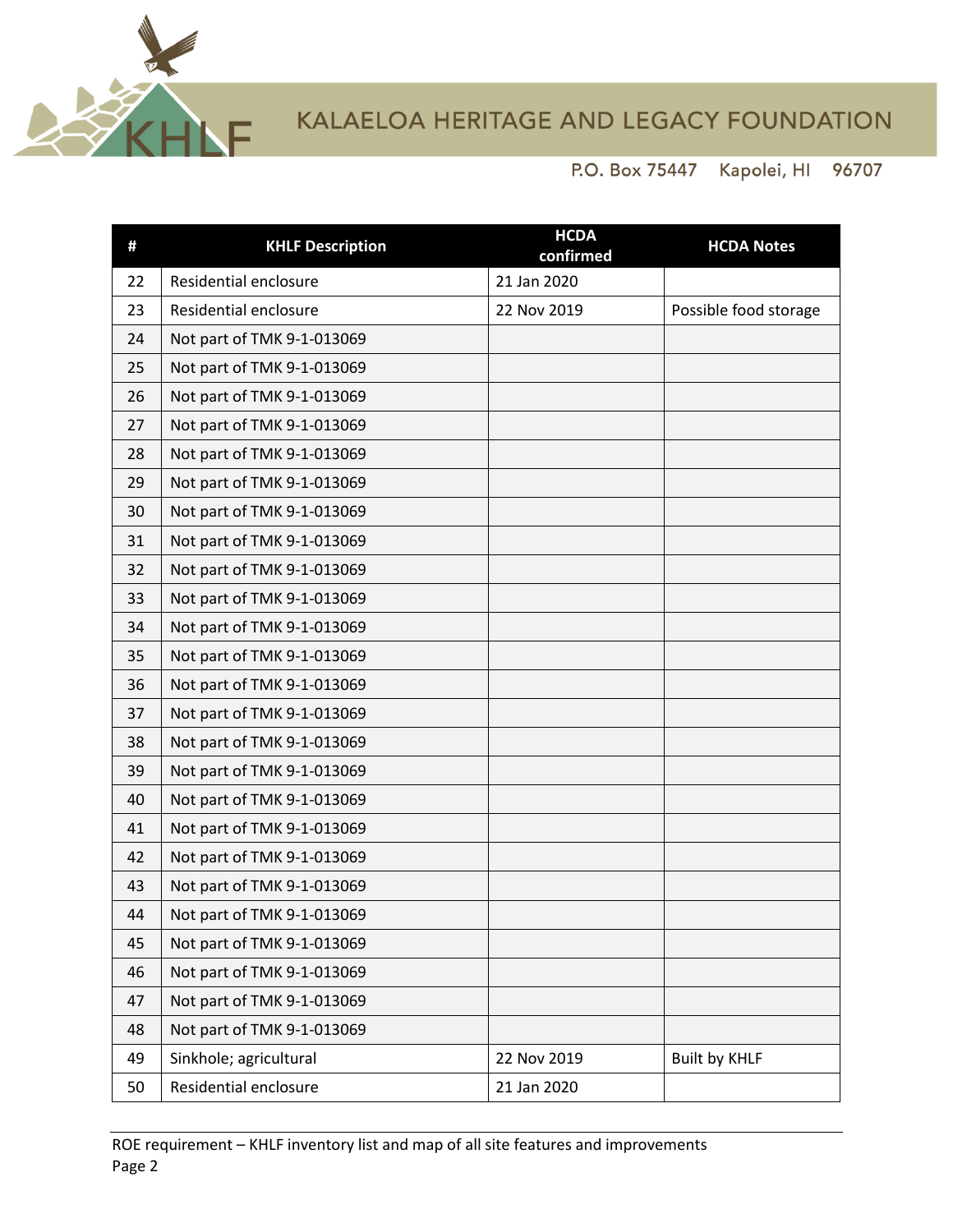| # | KHLF Description | HCDA confirmed | HCDA Notes |
| --- | --- | --- | --- |
| 22 | Residential enclosure | 21 Jan 2020 | |
| 23 | Residential enclosure | 22 Nov 2019 | Possible food storage |
| 24 | Not part of TMK 9-1-013069 | | |
| 25 | Not part of TMK 9-1-013069 | | |
| 26 | Not part of TMK 9-1-013069 | | |
| 27 | Not part of TMK 9-1-013069 | | |
| 28 | Not part of TMK 9-1-013069 | | |
| 29 | Not part of TMK 9-1-013069 | | |
| 30 | Not part of TMK 9-1-013069 | | |
| 31 | Not part of TMK 9-1-013069 | | |
| 32 | Not part of TMK 9-1-013069 | | |
| 33 | Not part of TMK 9-1-013069 | | |
| 34 | Not part of TMK 9-1-013069 | | |
| 35 | Not part of TMK 9-1-013069 | | |
| 36 | Not part of TMK 9-1-013069 | | |
| 37 | Not part of TMK 9-1-013069 | | |
| 38 | Not part of TMK 9-1-013069 | | |
| 39 | Not part of TMK 9-1-013069 | | |
| 40 | Not part of TMK 9-1-013069 | | |
| 41 | Not part of TMK 9-1-013069 | | |
| 42 | Not part of TMK 9-1-013069 | | |
| 43 | Not part of TMK 9-1-013069 | | |
| 44 | Not part of TMK 9-1-013069 | | |
| 45 | Not part of TMK 9-1-013069 | | |
| 46 | Not part of TMK 9-1-013069 | | |
| 47 | Not part of TMK 9-1-013069 | | |
| 48 | Not part of TMK 9-1-013069 | | |
| 49 | Sinkhole; agricultural | 22 Nov 2019 | Built by KHLF |
| 50 | Residential enclosure | 21 Jan 2020 | |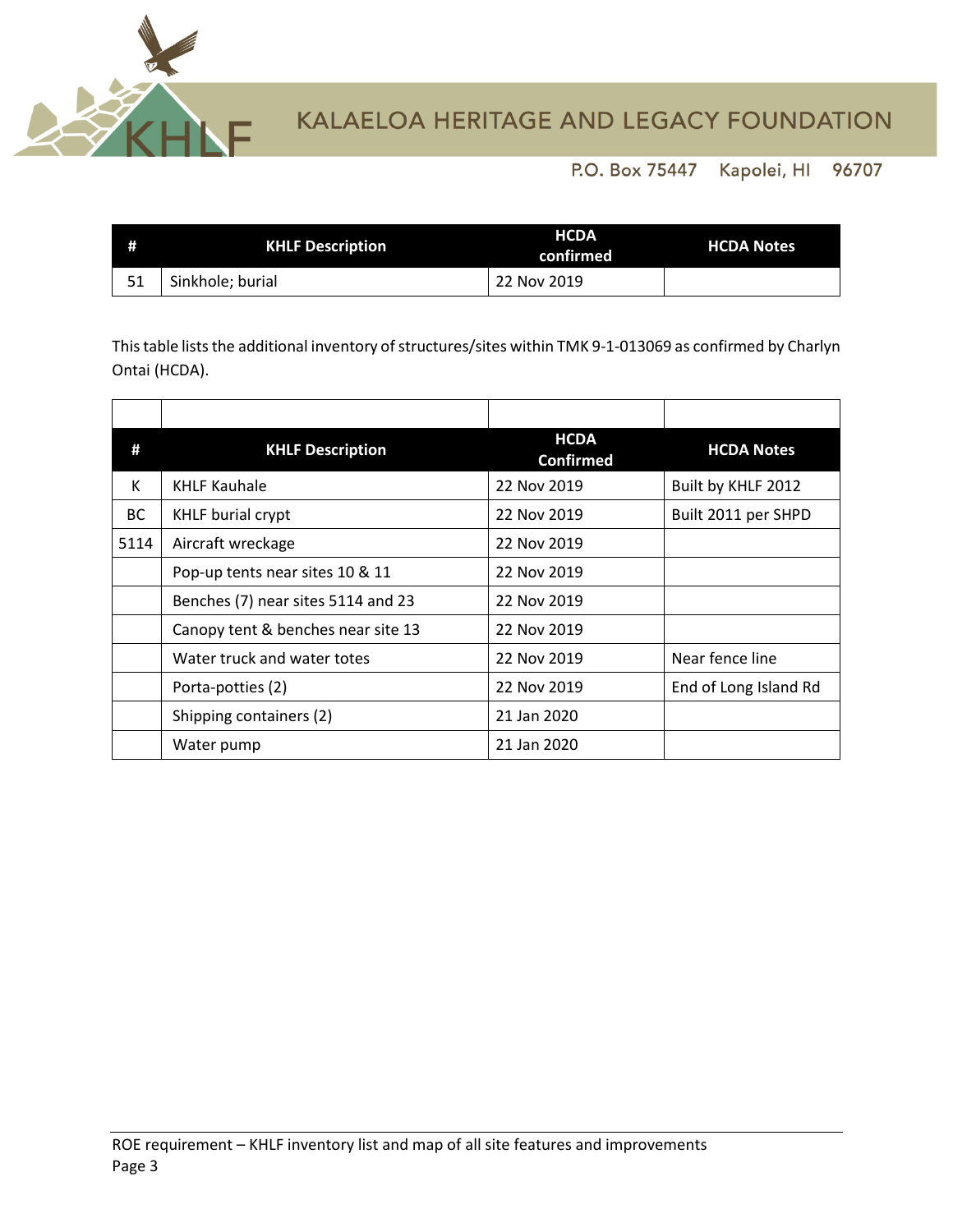| # | KHLF Description | HCDA confirmed | HCDA Notes |
|---|---|---|---|
| 51 | Sinkhole; burial | 22 Nov 2019 | |

This table lists the additional inventory of structures/sites within TMK 9-1-013069 as confirmed by Charlyn Ontai (HCDA).

| # | KHLF Description | HCDA Confirmed | HCDA Notes |
|---|---|---|---|
| K | KHLF Kauhale | 22 Nov 2019 | Built by KHLF 2012 |
| BC | KHLF burial crypt | 22 Nov 2019 | Built 2011 per SHPD |
| 5114 | Aircraft wreckage | 22 Nov 2019 | |
| | Pop-up tents near sites 10 & 11 | 22 Nov 2019 | |
| | Benches (7) near sites 5114 and 23 | 22 Nov 2019 | |
| | Canopy tent & benches near site 13 | 22 Nov 2019 | |
| | Water truck and water totes | 22 Nov 2019 | Near fence line |
| | Porta-potties (2) | 22 Nov 2019 | End of Long Island Rd |
| | Shipping containers (2) | 21 Jan 2020 | |
| | Water pump | 21 Jan 2020 | |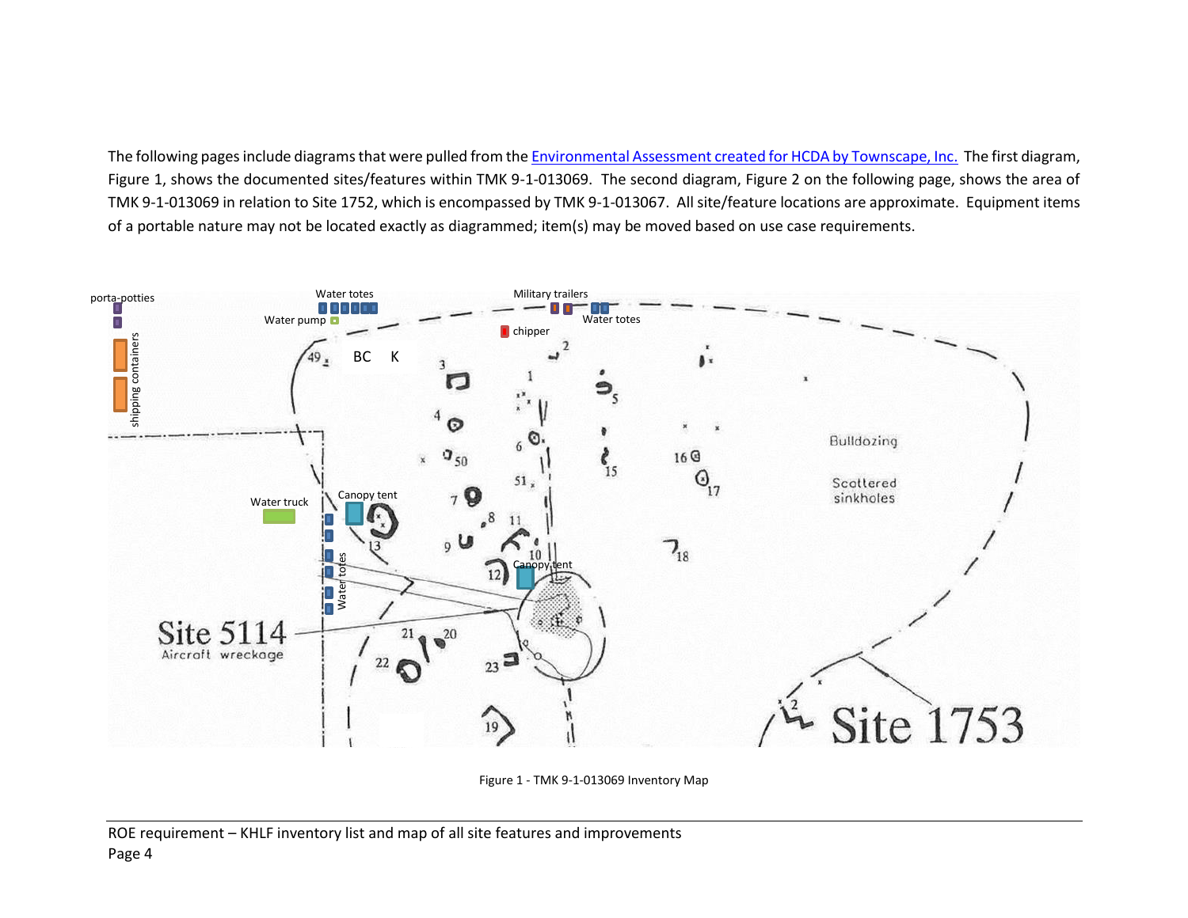The following pages include diagrams that were pulled from the [Environmental Assessment created for HCDA by Townscape, Inc.](#) The first diagram, Figure 1, shows the documented sites/features within TMK 9-1-013069. The second diagram, Figure 2 on the following page, shows the area of TMK 9-1-013069 in relation to Site 1752, which is encompassed by TMK 9-1-013067. All site/feature locations are approximate. Equipment items of a portable nature may not be located exactly as diagrammed; item(s) may be moved based on use case requirements.

porta-potties

shipping containers

Water totes

Water pump

Military trailers

Water totes

chipper

BC K

Water truck

Canopy tent

Water totes

Canopy tent

Site 5114
Aircraft wreckage

Bulldozing

Scattered sinkholes

Site 1753

Figure 1 - TMK 9-1-013069 Inventory Map

ROE requirement – KHLF inventory list and map of all site features and improvements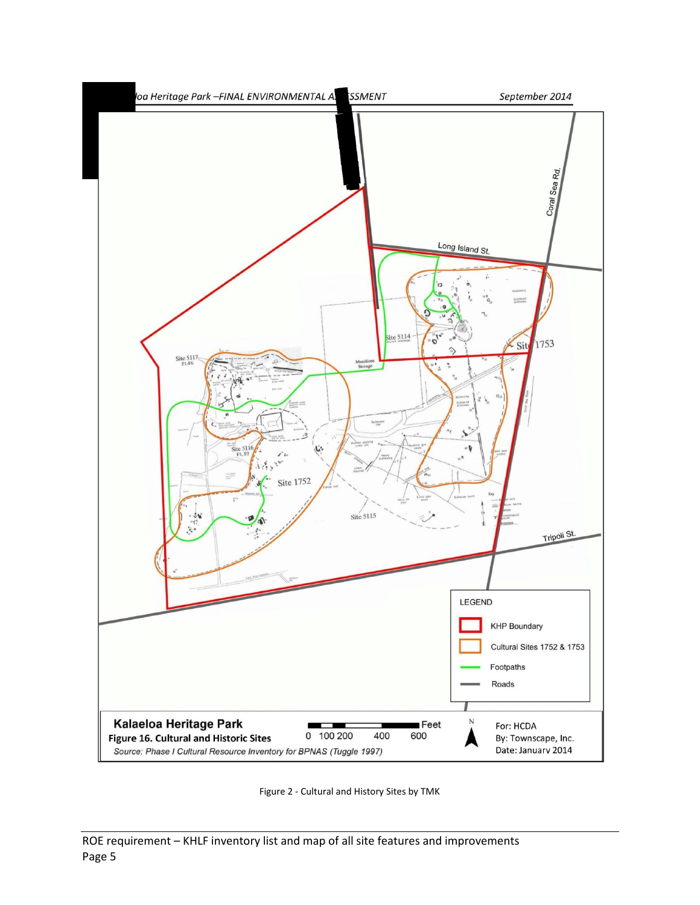Kalaeloa Heritage Park
Figure 16. Cultural and Historic Sites
Source: Phase I Cultural Resource Inventory for BPNAS (Tuggle 1997)

Feet
0 100 200 400 600

For: HCDA
By: Townscape, Inc.
Date: January 2014

LEGEND
KHP Boundary
Cultural Sites 1752 & 1753
Footpaths
Roads

Coral Sea Rd.
Long Island St.
Tripoli St.
Site 5117 F1-F6
Site 5116 F1, F2
Site 1752
Site 5114
Site 1753
Site 5115
Munitions Storage

Figure 2 - Cultural and History Sites by TMK

ROE requirement – KHLF inventory list and map of all site features and improvements